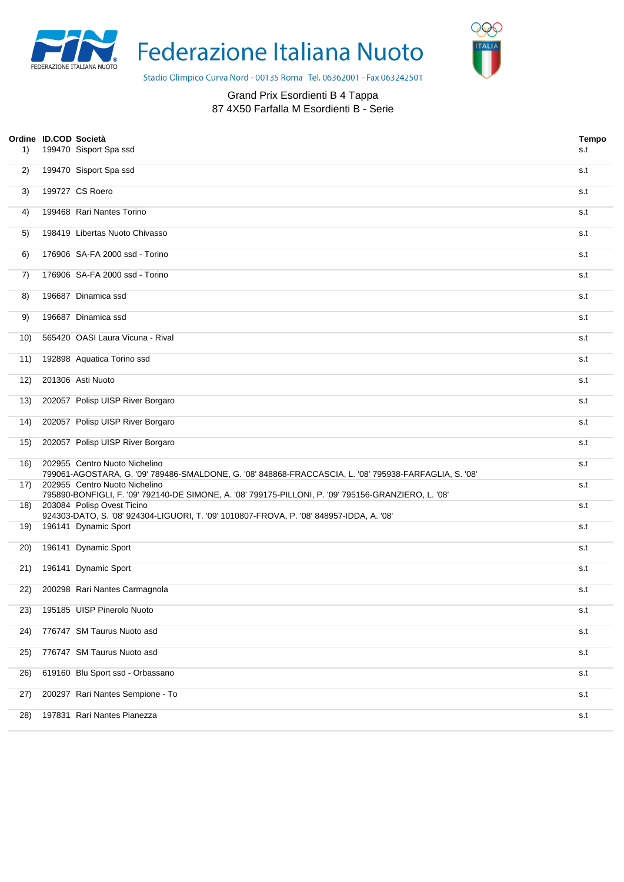# Federazione Italiana Nuoto

Stadio Olimpico Curva Nord - 00135 Roma Tel. 06362001 - Fax 063242501

Grand Prix Esordienti B 4 Tappa
87 4X50 Farfalla M Esordienti B - Serie

| Ordine | ID.COD | Società | Tempo |
|---|---|---|---|
| 1) | 199470 | Sisport Spa ssd | s.t |
| 2) | 199470 | Sisport Spa ssd | s.t |
| 3) | 199727 | CS Roero | s.t |
| 4) | 199468 | Rari Nantes Torino | s.t |
| 5) | 198419 | Libertas Nuoto Chivasso | s.t |
| 6) | 176906 | SA-FA 2000 ssd - Torino | s.t |
| 7) | 176906 | SA-FA 2000 ssd - Torino | s.t |
| 8) | 196687 | Dinamica ssd | s.t |
| 9) | 196687 | Dinamica ssd | s.t |
| 10) | 565420 | OASI Laura Vicuna - Rival | s.t |
| 11) | 192898 | Aquatica Torino ssd | s.t |
| 12) | 201306 | Asti Nuoto | s.t |
| 13) | 202057 | Polisp UISP River Borgaro | s.t |
| 14) | 202057 | Polisp UISP River Borgaro | s.t |
| 15) | 202057 | Polisp UISP River Borgaro | s.t |
| 16) | 202955 | Centro Nuoto Nichelino<br>799061-AGOSTARA, G. '09' 789486-SMALDONE, G. '08' 848868-FRACCASCIA, L. '08' 795938-FARFAGLIA, S. '08' | s.t |
| 17) | 202955 | Centro Nuoto Nichelino<br>795890-BONFIGLI, F. '09' 792140-DE SIMONE, A. '08' 799175-PILLONI, P. '09' 795156-GRANZIERO, L. '08' | s.t |
| 18) | 203084 | Polisp Ovest Ticino<br>924303-DATO, S. '08' 924304-LIGUORI, T. '09' 1010807-FROVA, P. '08' 848957-IDDA, A. '08' | s.t |
| 19) | 196141 | Dynamic Sport | s.t |
| 20) | 196141 | Dynamic Sport | s.t |
| 21) | 196141 | Dynamic Sport | s.t |
| 22) | 200298 | Rari Nantes Carmagnola | s.t |
| 23) | 195185 | UISP Pinerolo Nuoto | s.t |
| 24) | 776747 | SM Taurus Nuoto asd | s.t |
| 25) | 776747 | SM Taurus Nuoto asd | s.t |
| 26) | 619160 | Blu Sport ssd - Orbassano | s.t |
| 27) | 200297 | Rari Nantes Sempione - To | s.t |
| 28) | 197831 | Rari Nantes Pianezza | s.t |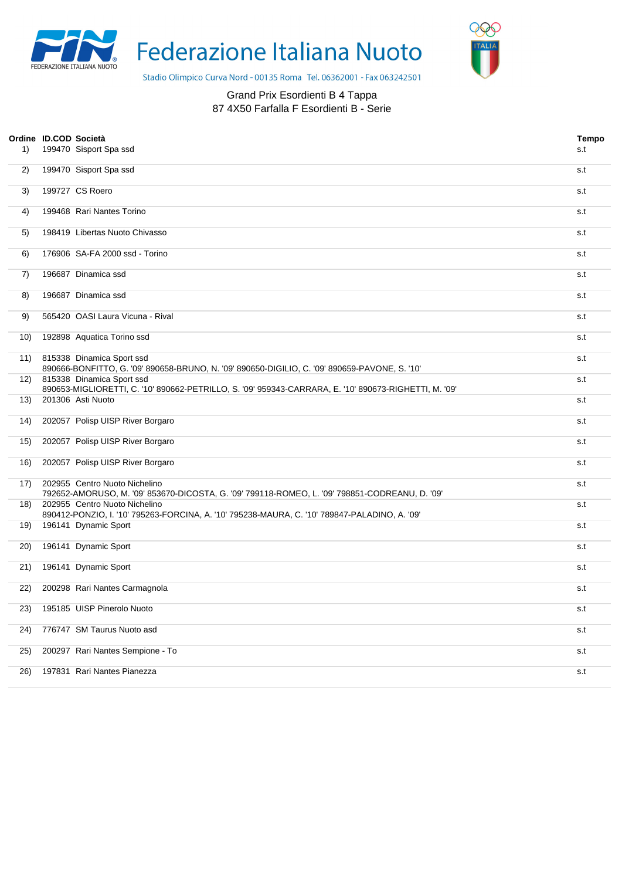# Federazione Italiana Nuoto

Stadio Olimpico Curva Nord - 00135 Roma Tel. 06362001 - Fax 063242501

Grand Prix Esordienti B 4 Tappa
87 4X50 Farfalla F Esordienti B - Serie

| Ordine | ID.COD | Società | Tempo |
|---|---|---|---|
| 1) | 199470 | Sisport Spa ssd | s.t |
| 2) | 199470 | Sisport Spa ssd | s.t |
| 3) | 199727 | CS Roero | s.t |
| 4) | 199468 | Rari Nantes Torino | s.t |
| 5) | 198419 | Libertas Nuoto Chivasso | s.t |
| 6) | 176906 | SA-FA 2000 ssd - Torino | s.t |
| 7) | 196687 | Dinamica ssd | s.t |
| 8) | 196687 | Dinamica ssd | s.t |
| 9) | 565420 | OASI Laura Vicuna - Rival | s.t |
| 10) | 192898 | Aquatica Torino ssd | s.t |
| 11) | 815338 | Dinamica Sport ssd<br>890666-BONFITTO, G. '09' 890658-BRUNO, N. '09' 890650-DIGILIO, C. '09' 890659-PAVONE, S. '10' | s.t |
| 12) | 815338 | Dinamica Sport ssd<br>890653-MIGLIORETTI, C. '10' 890662-PETRILLO, S. '09' 959343-CARRARA, E. '10' 890673-RIGHETTI, M. '09' | s.t |
| 13) | 201306 | Asti Nuoto | s.t |
| 14) | 202057 | Polisp UISP River Borgaro | s.t |
| 15) | 202057 | Polisp UISP River Borgaro | s.t |
| 16) | 202057 | Polisp UISP River Borgaro | s.t |
| 17) | 202955 | Centro Nuoto Nichelino<br>792652-AMORUSO, M. '09' 853670-DICOSTA, G. '09' 799118-ROMEO, L. '09' 798851-CODREANU, D. '09' | s.t |
| 18) | 202955 | Centro Nuoto Nichelino<br>890412-PONZIO, I. '10' 795263-FORCINA, A. '10' 795238-MAURA, C. '10' 789847-PALADINO, A. '09' | s.t |
| 19) | 196141 | Dynamic Sport | s.t |
| 20) | 196141 | Dynamic Sport | s.t |
| 21) | 196141 | Dynamic Sport | s.t |
| 22) | 200298 | Rari Nantes Carmagnola | s.t |
| 23) | 195185 | UISP Pinerolo Nuoto | s.t |
| 24) | 776747 | SM Taurus Nuoto asd | s.t |
| 25) | 200297 | Rari Nantes Sempione - To | s.t |
| 26) | 197831 | Rari Nantes Pianezza | s.t |